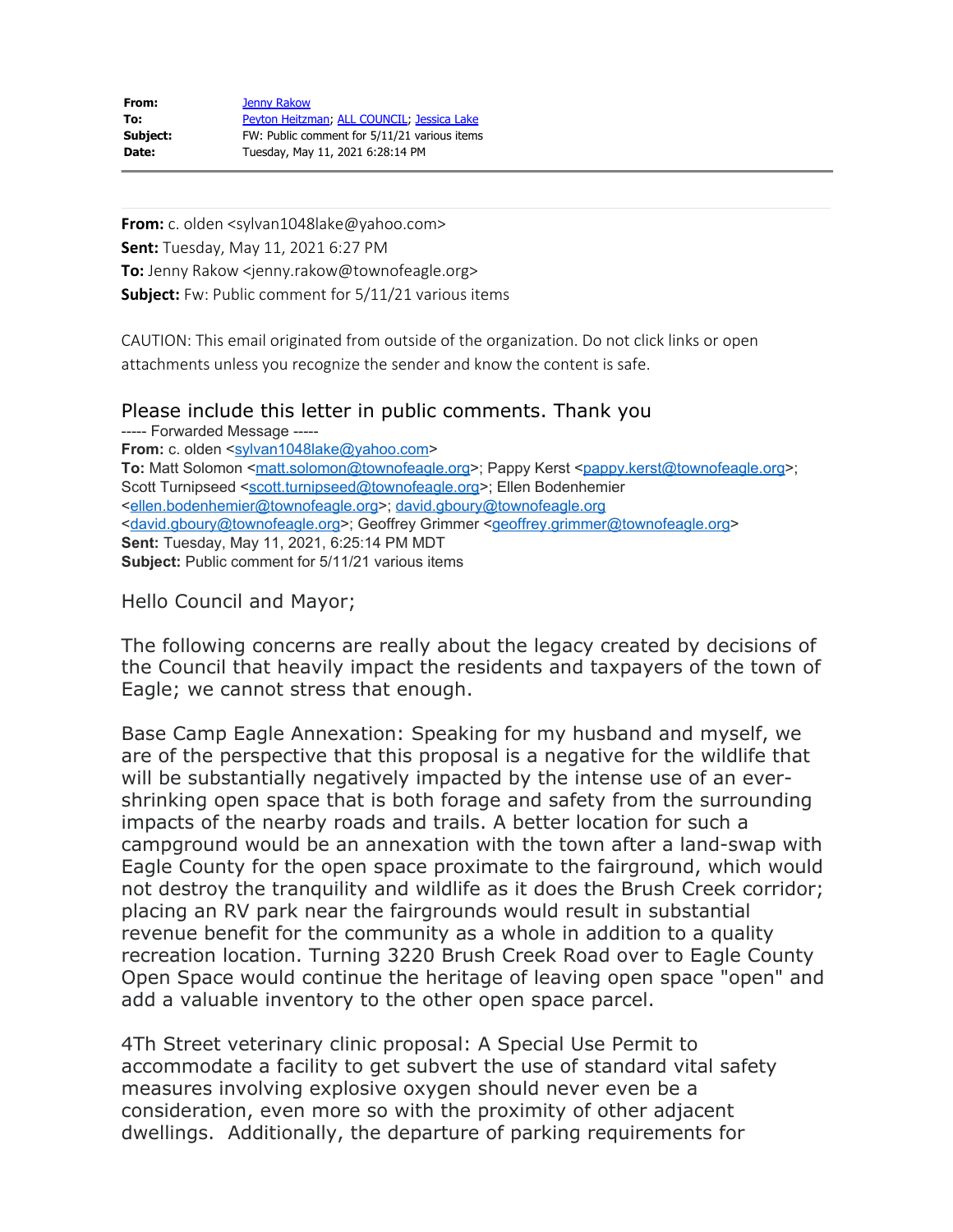| | |
|---|---|
| **From:** | Jenny Rakow |
| **To:** | Peyton Heitzman; ALL COUNCIL; Jessica Lake |
| **Subject:** | FW: Public comment for 5/11/21 various items |
| **Date:** | Tuesday, May 11, 2021 6:28:14 PM |

---

**From:** c. olden <sylvan1048lake@yahoo.com>
**Sent:** Tuesday, May 11, 2021 6:27 PM
**To:** Jenny Rakow <jenny.rakow@townofeagle.org>
**Subject:** Fw: Public comment for 5/11/21 various items

CAUTION: This email originated from outside of the organization. Do not click links or open attachments unless you recognize the sender and know the content is safe.

Please include this letter in public comments. Thank you

----- Forwarded Message -----
**From:** c. olden <sylvan1048lake@yahoo.com>
**To:** Matt Solomon <matt.solomon@townofeagle.org>; Pappy Kerst <pappy.kerst@townofeagle.org>; Scott Turnipseed <scott.turnipseed@townofeagle.org>; Ellen Bodenhemier <ellen.bodenhemier@townofeagle.org>; david.gboury@townofeagle.org <david.gboury@townofeagle.org>; Geoffrey Grimmer <geoffrey.grimmer@townofeagle.org>
**Sent:** Tuesday, May 11, 2021, 6:25:14 PM MDT
**Subject:** Public comment for 5/11/21 various items

Hello Council and Mayor;

The following concerns are really about the legacy created by decisions of the Council that heavily impact the residents and taxpayers of the town of Eagle; we cannot stress that enough.

Base Camp Eagle Annexation: Speaking for my husband and myself, we are of the perspective that this proposal is a negative for the wildlife that will be substantially negatively impacted by the intense use of an ever-shrinking open space that is both forage and safety from the surrounding impacts of the nearby roads and trails. A better location for such a campground would be an annexation with the town after a land-swap with Eagle County for the open space proximate to the fairground, which would not destroy the tranquility and wildlife as it does the Brush Creek corridor; placing an RV park near the fairgrounds would result in substantial revenue benefit for the community as a whole in addition to a quality recreation location. Turning 3220 Brush Creek Road over to Eagle County Open Space would continue the heritage of leaving open space "open" and add a valuable inventory to the other open space parcel.

4Th Street veterinary clinic proposal: A Special Use Permit to accommodate a facility to get subvert the use of standard vital safety measures involving explosive oxygen should never even be a consideration, even more so with the proximity of other adjacent dwellings. Additionally, the departure of parking requirements for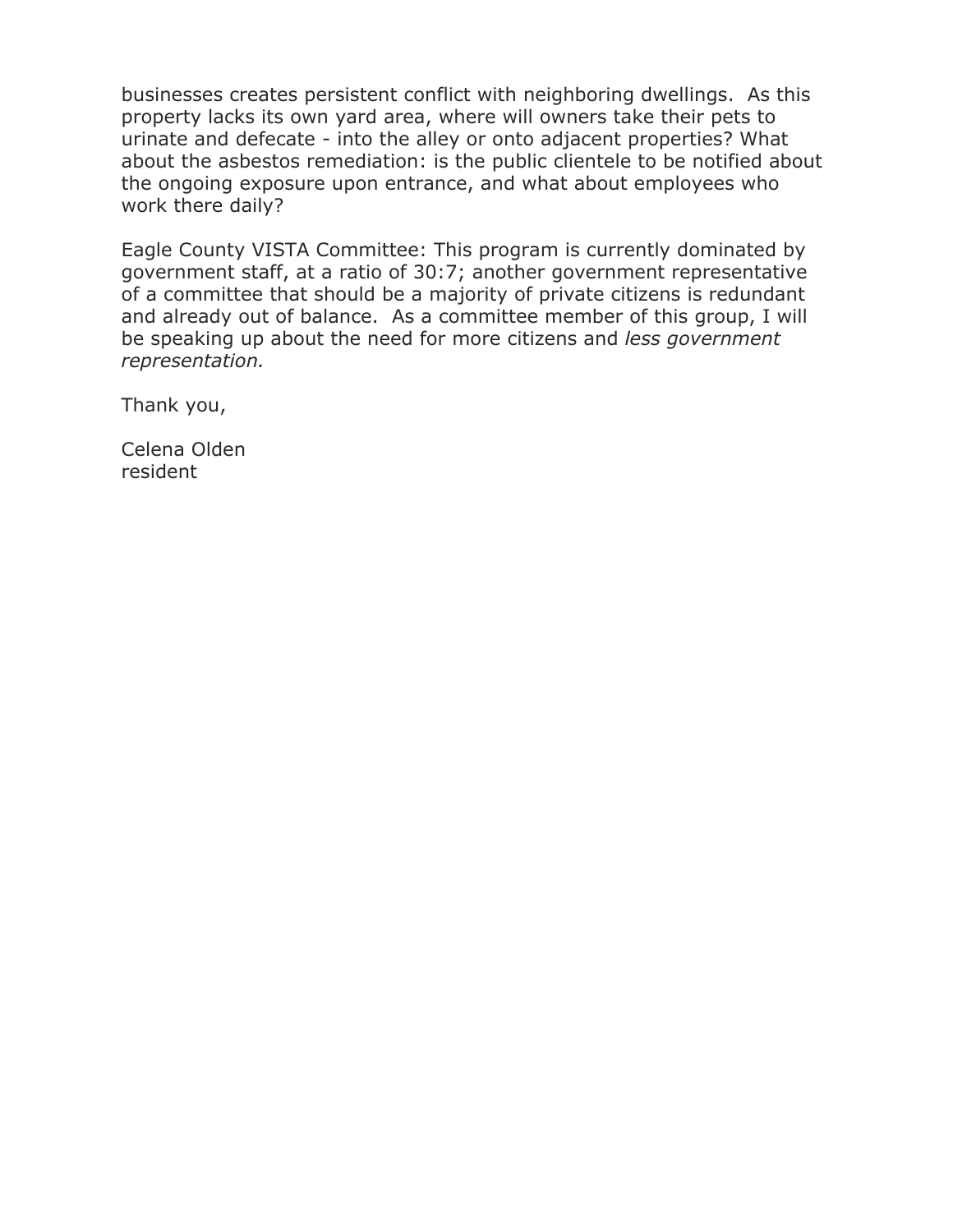businesses creates persistent conflict with neighboring dwellings.  As this property lacks its own yard area, where will owners take their pets to urinate and defecate - into the alley or onto adjacent properties? What about the asbestos remediation: is the public clientele to be notified about the ongoing exposure upon entrance, and what about employees who work there daily?

Eagle County VISTA Committee: This program is currently dominated by government staff, at a ratio of 30:7; another government representative of a committee that should be a majority of private citizens is redundant and already out of balance.  As a committee member of this group, I will be speaking up about the need for more citizens and *less government representation.*

Thank you,

Celena Olden
resident